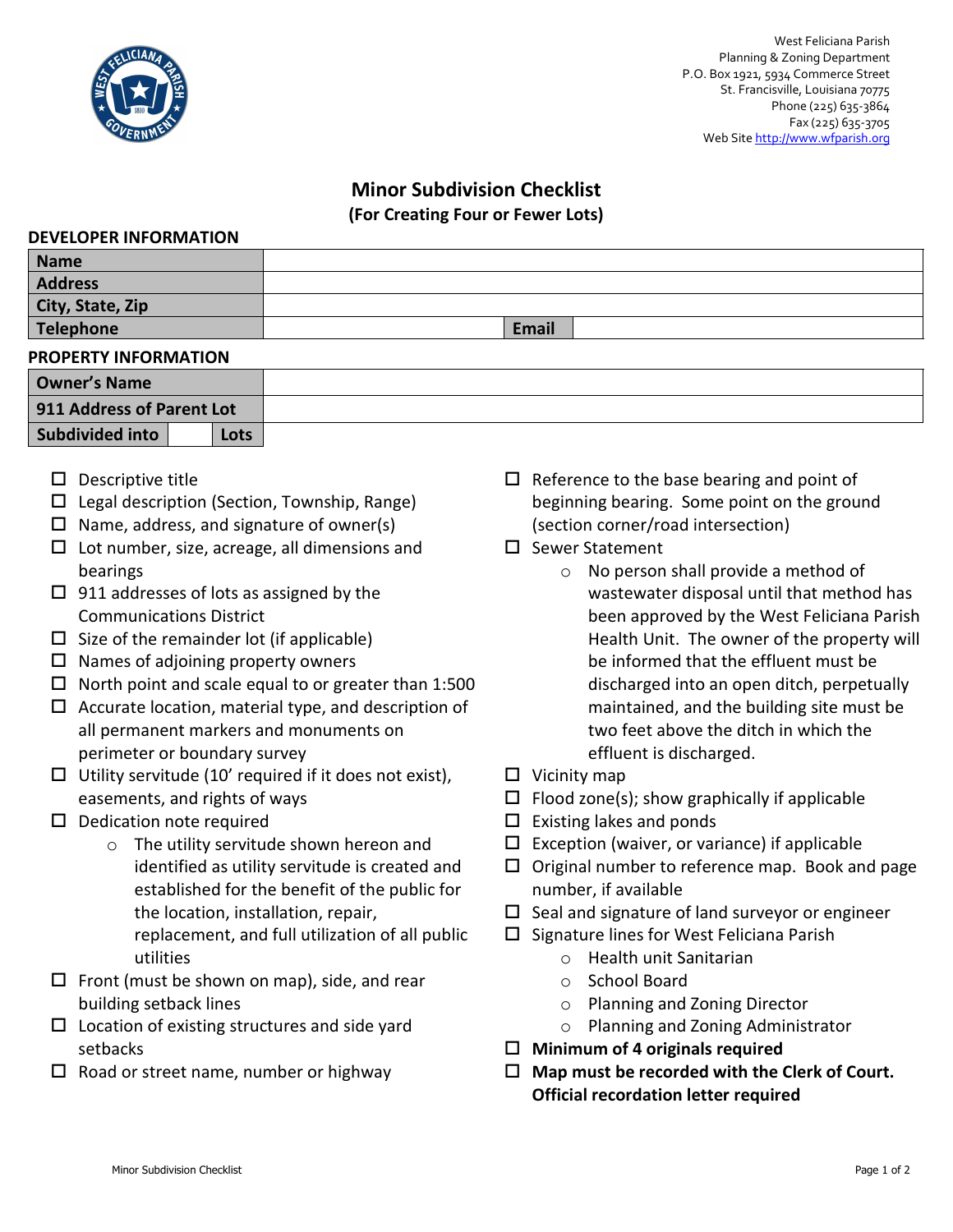West Feliciana Parish
Planning & Zoning Department
P.O. Box 1921, 5934 Commerce Street
St. Francisville, Louisiana 70775
Phone (225) 635-3864
Fax (225) 635-3705
Web Site http://www.wfparish.org

# Minor Subdivision Checklist

**(For Creating Four or Fewer Lots)**

## DEVELOPER INFORMATION

| | | | |
|---|---|---|---|
| **Name** | | | |
| **Address** | | | |
| **City, State, Zip** | | | |
| **Telephone** | | **Email** | |

## PROPERTY INFORMATION

| | |
|---|---|
| **Owner's Name** | |
| **911 Address of Parent Lot** | |
| **Subdivided into** \_\_\_ **Lots** | |

- ☐ Descriptive title
- ☐ Legal description (Section, Township, Range)
- ☐ Name, address, and signature of owner(s)
- ☐ Lot number, size, acreage, all dimensions and bearings
- ☐ 911 addresses of lots as assigned by the Communications District
- ☐ Size of the remainder lot (if applicable)
- ☐ Names of adjoining property owners
- ☐ North point and scale equal to or greater than 1:500
- ☐ Accurate location, material type, and description of all permanent markers and monuments on perimeter or boundary survey
- ☐ Utility servitude (10' required if it does not exist), easements, and rights of ways
- ☐ Dedication note required
  - The utility servitude shown hereon and identified as utility servitude is created and established for the benefit of the public for the location, installation, repair, replacement, and full utilization of all public utilities
- ☐ Front (must be shown on map), side, and rear building setback lines
- ☐ Location of existing structures and side yard setbacks
- ☐ Road or street name, number or highway
- ☐ Reference to the base bearing and point of beginning bearing. Some point on the ground (section corner/road intersection)
- ☐ Sewer Statement
  - No person shall provide a method of wastewater disposal until that method has been approved by the West Feliciana Parish Health Unit. The owner of the property will be informed that the effluent must be discharged into an open ditch, perpetually maintained, and the building site must be two feet above the ditch in which the effluent is discharged.
- ☐ Vicinity map
- ☐ Flood zone(s); show graphically if applicable
- ☐ Existing lakes and ponds
- ☐ Exception (waiver, or variance) if applicable
- ☐ Original number to reference map. Book and page number, if available
- ☐ Seal and signature of land surveyor or engineer
- ☐ Signature lines for West Feliciana Parish
  - Health unit Sanitarian
  - School Board
  - Planning and Zoning Director
  - Planning and Zoning Administrator
- ☐ **Minimum of 4 originals required**
- ☐ **Map must be recorded with the Clerk of Court. Official recordation letter required**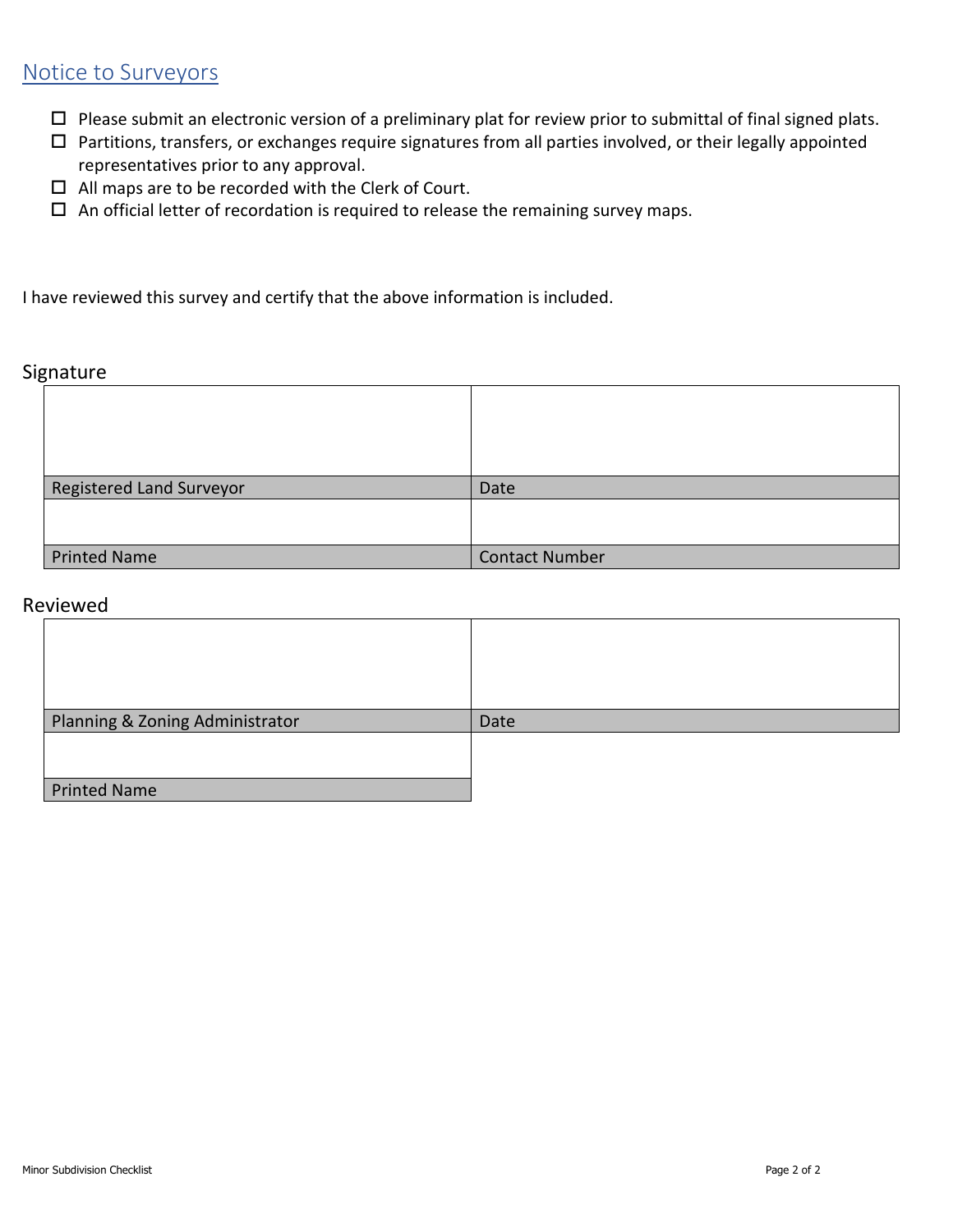## Notice to Surveyors

- ☐ Please submit an electronic version of a preliminary plat for review prior to submittal of final signed plats.
- ☐ Partitions, transfers, or exchanges require signatures from all parties involved, or their legally appointed representatives prior to any approval.
- ☐ All maps are to be recorded with the Clerk of Court.
- ☐ An official letter of recordation is required to release the remaining survey maps.

I have reviewed this survey and certify that the above information is included.

### Signature

| | |
|---|---|
| | |
| Registered Land Surveyor | Date |
| | |
| Printed Name | Contact Number |

### Reviewed

| | |
|---|---|
| | |
| Planning & Zoning Administrator | Date |
| | |
| Printed Name | |